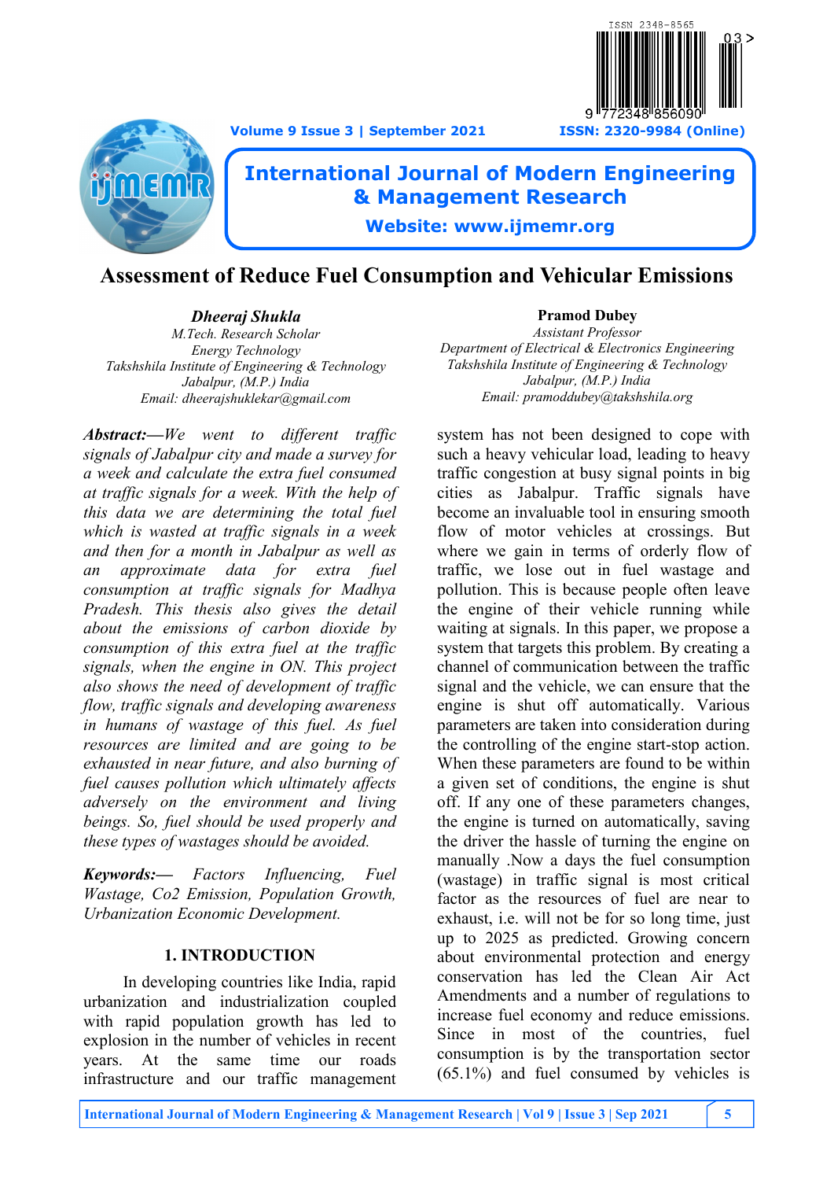# Assessment of Reduce Fuel Consumption and Vehicular Emissions

***Dheeraj Shukla***
*M.Tech. Research Scholar*
*Energy Technology*
*Takshshila Institute of Engineering & Technology*
*Jabalpur, (M.P.) India*
*Email: dheerajshuklekar@gmail.com*

**Pramod Dubey**
*Assistant Professor*
*Department of Electrical & Electronics Engineering*
*Takshshila Institute of Engineering & Technology*
*Jabalpur, (M.P.) India*
*Email: pramoddubey@takshshila.org*

***Abstract:—****We went to different traffic signals of Jabalpur city and made a survey for a week and calculate the extra fuel consumed at traffic signals for a week. With the help of this data we are determining the total fuel which is wasted at traffic signals in a week and then for a month in Jabalpur as well as an approximate data for extra fuel consumption at traffic signals for Madhya Pradesh. This thesis also gives the detail about the emissions of carbon dioxide by consumption of this extra fuel at the traffic signals, when the engine in ON. This project also shows the need of development of traffic flow, traffic signals and developing awareness in humans of wastage of this fuel. As fuel resources are limited and are going to be exhausted in near future, and also burning of fuel causes pollution which ultimately affects adversely on the environment and living beings. So, fuel should be used properly and these types of wastages should be avoided.*

***Keywords:—*** *Factors Influencing, Fuel Wastage, Co2 Emission, Population Growth, Urbanization Economic Development.*

## 1. INTRODUCTION

In developing countries like India, rapid urbanization and industrialization coupled with rapid population growth has led to explosion in the number of vehicles in recent years. At the same time our roads infrastructure and our traffic management system has not been designed to cope with such a heavy vehicular load, leading to heavy traffic congestion at busy signal points in big cities as Jabalpur. Traffic signals have become an invaluable tool in ensuring smooth flow of motor vehicles at crossings. But where we gain in terms of orderly flow of traffic, we lose out in fuel wastage and pollution. This is because people often leave the engine of their vehicle running while waiting at signals. In this paper, we propose a system that targets this problem. By creating a channel of communication between the traffic signal and the vehicle, we can ensure that the engine is shut off automatically. Various parameters are taken into consideration during the controlling of the engine start-stop action. When these parameters are found to be within a given set of conditions, the engine is shut off. If any one of these parameters changes, the engine is turned on automatically, saving the driver the hassle of turning the engine on manually .Now a days the fuel consumption (wastage) in traffic signal is most critical factor as the resources of fuel are near to exhaust, i.e. will not be for so long time, just up to 2025 as predicted. Growing concern about environmental protection and energy conservation has led the Clean Air Act Amendments and a number of regulations to increase fuel economy and reduce emissions. Since in most of the countries, fuel consumption is by the transportation sector (65.1%) and fuel consumed by vehicles is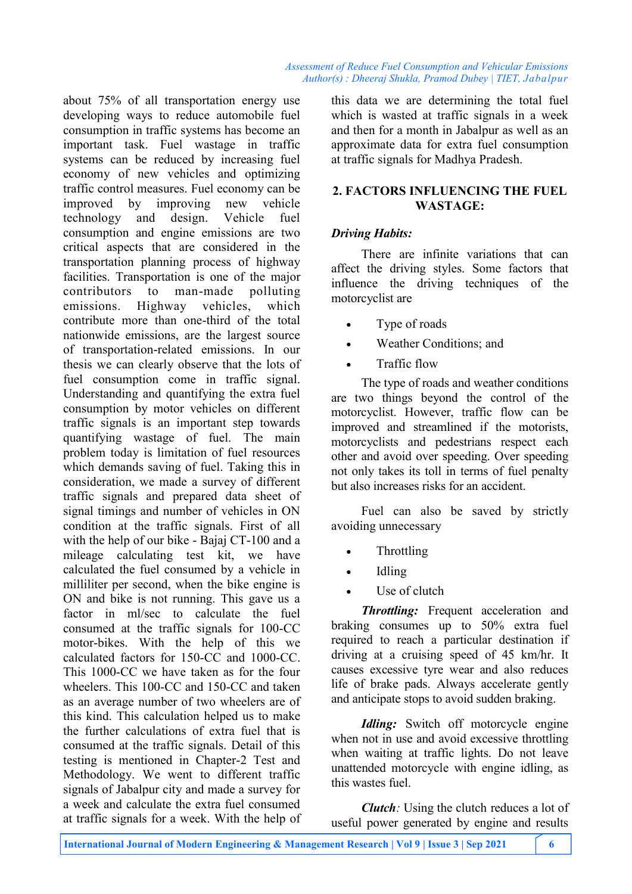about 75% of all transportation energy use developing ways to reduce automobile fuel consumption in traffic systems has become an important task. Fuel wastage in traffic systems can be reduced by increasing fuel economy of new vehicles and optimizing traffic control measures. Fuel economy can be improved by improving new vehicle technology and design. Vehicle fuel consumption and engine emissions are two critical aspects that are considered in the transportation planning process of highway facilities. Transportation is one of the major contributors to man-made polluting emissions. Highway vehicles, which contribute more than one-third of the total nationwide emissions, are the largest source of transportation-related emissions. In our thesis we can clearly observe that the lots of fuel consumption come in traffic signal. Understanding and quantifying the extra fuel consumption by motor vehicles on different traffic signals is an important step towards quantifying wastage of fuel. The main problem today is limitation of fuel resources which demands saving of fuel. Taking this in consideration, we made a survey of different traffic signals and prepared data sheet of signal timings and number of vehicles in ON condition at the traffic signals. First of all with the help of our bike - Bajaj CT-100 and a mileage calculating test kit, we have calculated the fuel consumed by a vehicle in milliliter per second, when the bike engine is ON and bike is not running. This gave us a factor in ml/sec to calculate the fuel consumed at the traffic signals for 100-CC motor-bikes. With the help of this we calculated factors for 150-CC and 1000-CC. This 1000-CC we have taken as for the four wheelers. This 100-CC and 150-CC and taken as an average number of two wheelers are of this kind. This calculation helped us to make the further calculations of extra fuel that is consumed at the traffic signals. Detail of this testing is mentioned in Chapter-2 Test and Methodology. We went to different traffic signals of Jabalpur city and made a survey for a week and calculate the extra fuel consumed at traffic signals for a week. With the help of this data we are determining the total fuel which is wasted at traffic signals in a week and then for a month in Jabalpur as well as an approximate data for extra fuel consumption at traffic signals for Madhya Pradesh.

## 2. FACTORS INFLUENCING THE FUEL WASTAGE:

***Driving Habits:***

There are infinite variations that can affect the driving styles. Some factors that influence the driving techniques of the motorcyclist are

- Type of roads
- Weather Conditions; and
- Traffic flow

The type of roads and weather conditions are two things beyond the control of the motorcyclist. However, traffic flow can be improved and streamlined if the motorists, motorcyclists and pedestrians respect each other and avoid over speeding. Over speeding not only takes its toll in terms of fuel penalty but also increases risks for an accident.

Fuel can also be saved by strictly avoiding unnecessary

- Throttling
- Idling
- Use of clutch

***Throttling:*** Frequent acceleration and braking consumes up to 50% extra fuel required to reach a particular destination if driving at a cruising speed of 45 km/hr. It causes excessive tyre wear and also reduces life of brake pads. Always accelerate gently and anticipate stops to avoid sudden braking.

***Idling:*** Switch off motorcycle engine when not in use and avoid excessive throttling when waiting at traffic lights. Do not leave unattended motorcycle with engine idling, as this wastes fuel.

***Clutch****:* Using the clutch reduces a lot of useful power generated by engine and results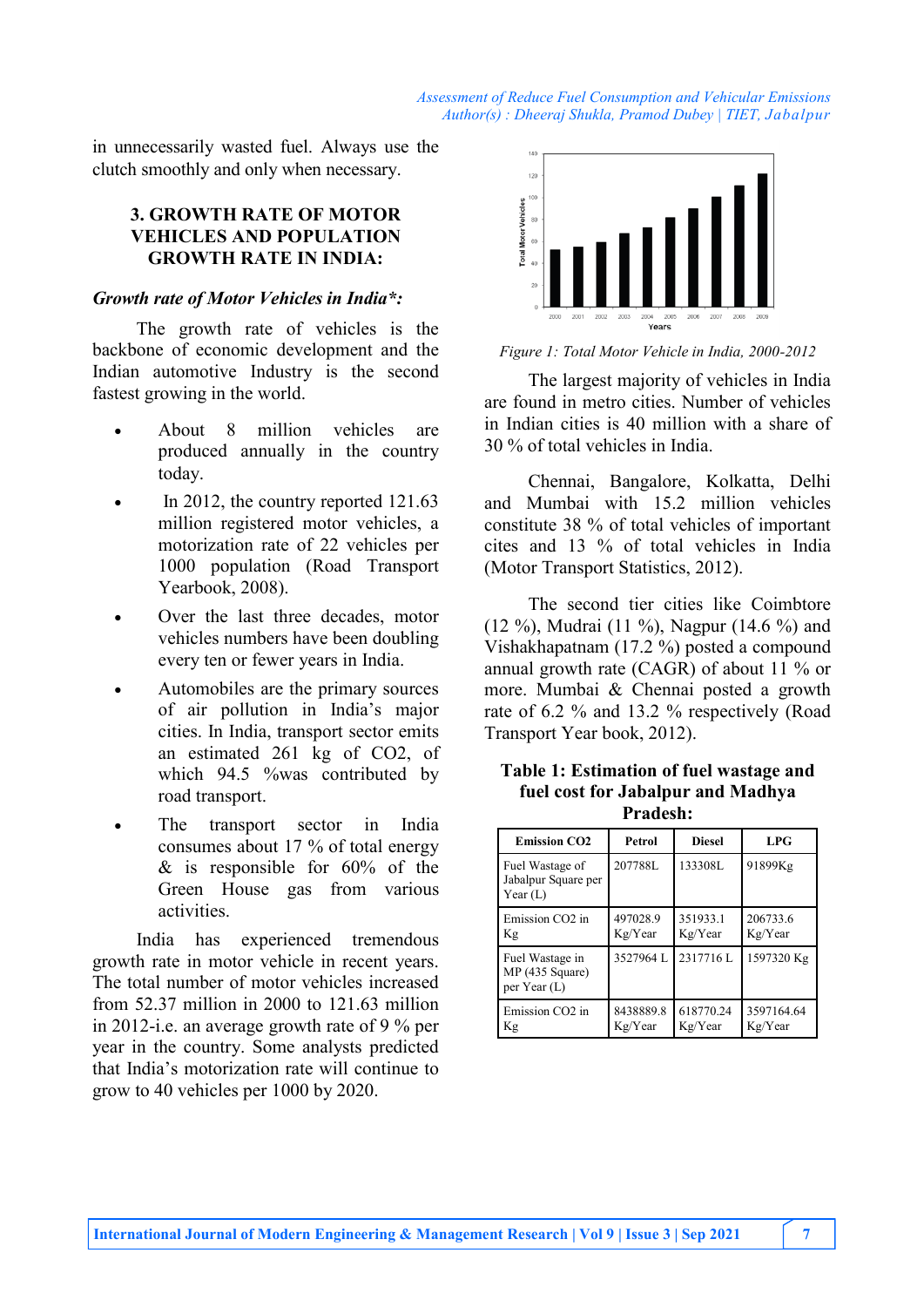in unnecessarily wasted fuel. Always use the clutch smoothly and only when necessary.

## 3. GROWTH RATE OF MOTOR VEHICLES AND POPULATION GROWTH RATE IN INDIA:

### *Growth rate of Motor Vehicles in India\*:*

The growth rate of vehicles is the backbone of economic development and the Indian automotive Industry is the second fastest growing in the world.

- About 8 million vehicles are produced annually in the country today.
- In 2012, the country reported 121.63 million registered motor vehicles, a motorization rate of 22 vehicles per 1000 population (Road Transport Yearbook, 2008).
- Over the last three decades, motor vehicles numbers have been doubling every ten or fewer years in India.
- Automobiles are the primary sources of air pollution in India's major cities. In India, transport sector emits an estimated 261 kg of CO2, of which 94.5 %was contributed by road transport.
- The transport sector in India consumes about 17 % of total energy & is responsible for 60% of the Green House gas from various activities.

India has experienced tremendous growth rate in motor vehicle in recent years. The total number of motor vehicles increased from 52.37 million in 2000 to 121.63 million in 2012-i.e. an average growth rate of 9 % per year in the country. Some analysts predicted that India's motorization rate will continue to grow to 40 vehicles per 1000 by 2020.

*Figure 1: Total Motor Vehicle in India, 2000-2012*

The largest majority of vehicles in India are found in metro cities. Number of vehicles in Indian cities is 40 million with a share of 30 % of total vehicles in India.

Chennai, Bangalore, Kolkatta, Delhi and Mumbai with 15.2 million vehicles constitute 38 % of total vehicles of important cites and 13 % of total vehicles in India (Motor Transport Statistics, 2012).

The second tier cities like Coimbtore (12 %), Mudrai (11 %), Nagpur (14.6 %) and Vishakhapatnam (17.2 %) posted a compound annual growth rate (CAGR) of about 11 % or more. Mumbai & Chennai posted a growth rate of 6.2 % and 13.2 % respectively (Road Transport Year book, 2012).

**Table 1: Estimation of fuel wastage and fuel cost for Jabalpur and Madhya Pradesh:**

| Emission CO2 | Petrol | Diesel | LPG |
|---|---|---|---|
| Fuel Wastage of Jabalpur Square per Year (L) | 207788L | 133308L | 91899Kg |
| Emission CO2 in Kg | 497028.9 Kg/Year | 351933.1 Kg/Year | 206733.6 Kg/Year |
| Fuel Wastage in MP (435 Square) per Year (L) | 3527964 L | 2317716 L | 1597320 Kg |
| Emission CO2 in Kg | 8438889.8 Kg/Year | 618770.24 Kg/Year | 3597164.64 Kg/Year |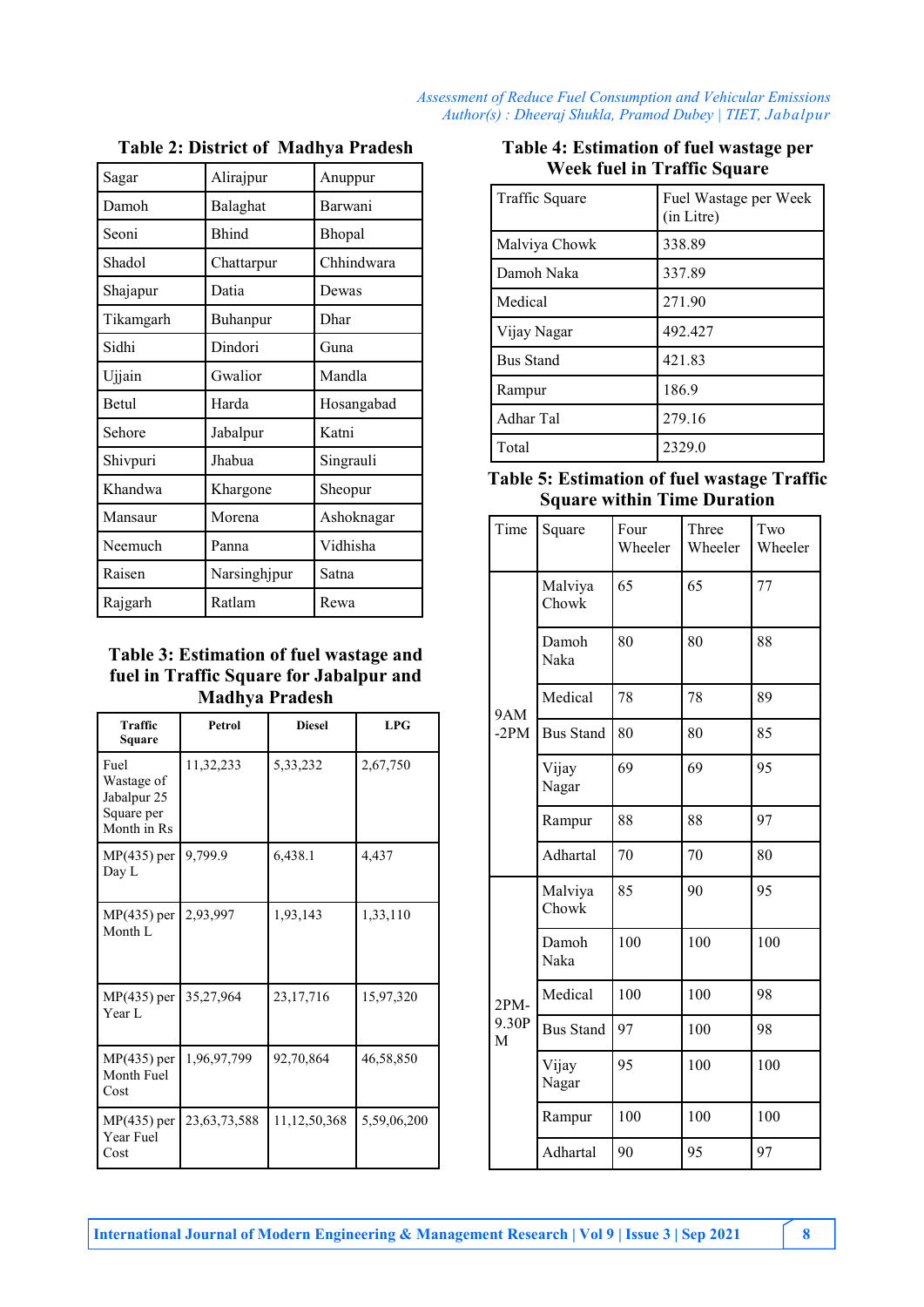### Table 2: District of Madhya Pradesh

| Sagar | Alirajpur | Anuppur |
|---|---|---|
| Damoh | Balaghat | Barwani |
| Seoni | Bhind | Bhopal |
| Shadol | Chattarpur | Chhindwara |
| Shajapur | Datia | Dewas |
| Tikamgarh | Buhanpur | Dhar |
| Sidhi | Dindori | Guna |
| Ujjain | Gwalior | Mandla |
| Betul | Harda | Hosangabad |
| Sehore | Jabalpur | Katni |
| Shivpuri | Jhabua | Singrauli |
| Khandwa | Khargone | Sheopur |
| Mansaur | Morena | Ashoknagar |
| Neemuch | Panna | Vidhisha |
| Raisen | Narsinghjpur | Satna |
| Rajgarh | Ratlam | Rewa |

### Table 3: Estimation of fuel wastage and fuel in Traffic Square for Jabalpur and Madhya Pradesh

| Traffic Square | Petrol | Diesel | LPG |
|---|---|---|---|
| Fuel Wastage of Jabalpur 25 Square per Month in Rs | 11,32,233 | 5,33,232 | 2,67,750 |
| MP(435) per Day L | 9,799.9 | 6,438.1 | 4,437 |
| MP(435) per Month L | 2,93,997 | 1,93,143 | 1,33,110 |
| MP(435) per Year L | 35,27,964 | 23,17,716 | 15,97,320 |
| MP(435) per Month Fuel Cost | 1,96,97,799 | 92,70,864 | 46,58,850 |
| MP(435) per Year Fuel Cost | 23,63,73,588 | 11,12,50,368 | 5,59,06,200 |

### Table 4: Estimation of fuel wastage per Week fuel in Traffic Square

| Traffic Square | Fuel Wastage per Week (in Litre) |
|---|---|
| Malviya Chowk | 338.89 |
| Damoh Naka | 337.89 |
| Medical | 271.90 |
| Vijay Nagar | 492.427 |
| Bus Stand | 421.83 |
| Rampur | 186.9 |
| Adhar Tal | 279.16 |
| Total | 2329.0 |

### Table 5: Estimation of fuel wastage Traffic Square within Time Duration

| Time | Square | Four Wheeler | Three Wheeler | Two Wheeler |
|---|---|---|---|---|
| 9AM -2PM | Malviya Chowk | 65 | 65 | 77 |
| | Damoh Naka | 80 | 80 | 88 |
| | Medical | 78 | 78 | 89 |
| | Bus Stand | 80 | 80 | 85 |
| | Vijay Nagar | 69 | 69 | 95 |
| | Rampur | 88 | 88 | 97 |
| | Adhartal | 70 | 70 | 80 |
| 2PM-9.30PM | Malviya Chowk | 85 | 90 | 95 |
| | Damoh Naka | 100 | 100 | 100 |
| | Medical | 100 | 100 | 98 |
| | Bus Stand | 97 | 100 | 98 |
| | Vijay Nagar | 95 | 100 | 100 |
| | Rampur | 100 | 100 | 100 |
| | Adhartal | 90 | 95 | 97 |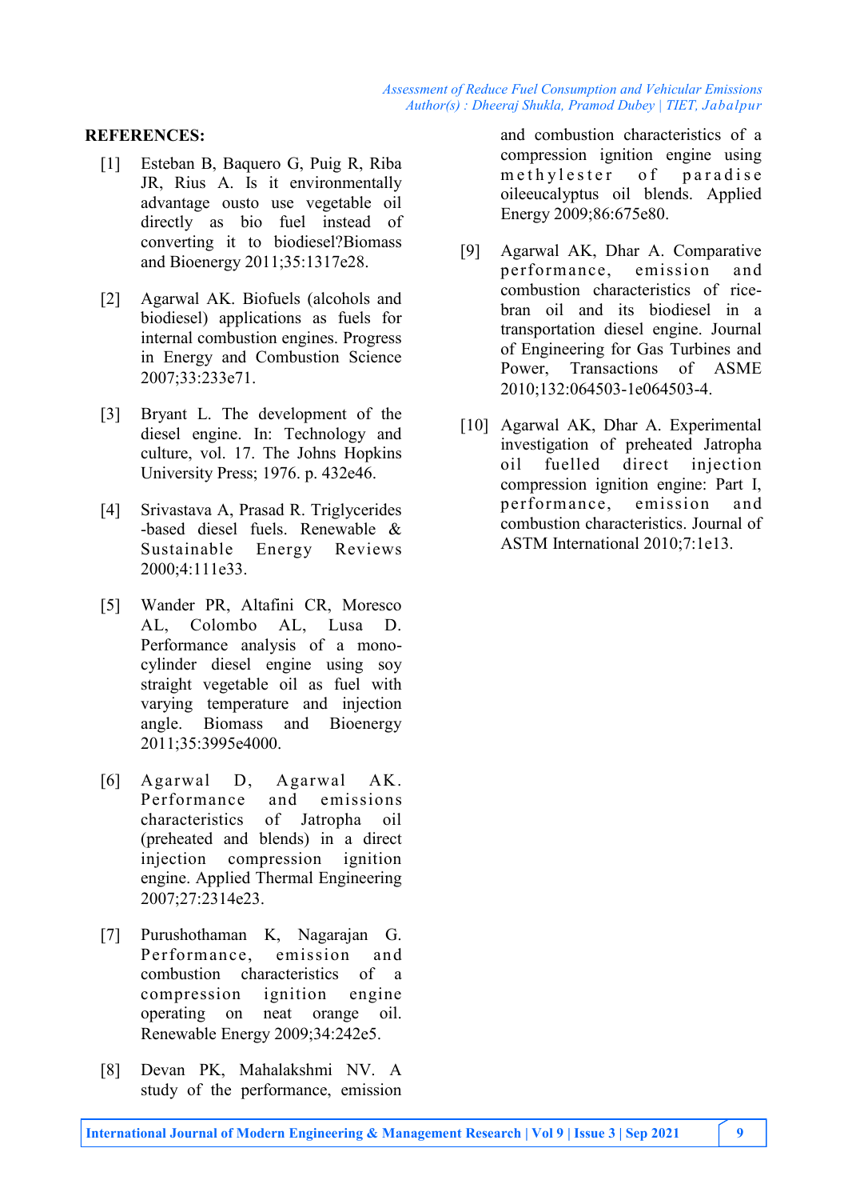**REFERENCES:**

[1] Esteban B, Baquero G, Puig R, Riba JR, Rius A. Is it environmentally advantage ousto use vegetable oil directly as bio fuel instead of converting it to biodiesel?Biomass and Bioenergy 2011;35:1317e28.

[2] Agarwal AK. Biofuels (alcohols and biodiesel) applications as fuels for internal combustion engines. Progress in Energy and Combustion Science 2007;33:233e71.

[3] Bryant L. The development of the diesel engine. In: Technology and culture, vol. 17. The Johns Hopkins University Press; 1976. p. 432e46.

[4] Srivastava A, Prasad R. Triglycerides -based diesel fuels. Renewable & Sustainable Energy Reviews 2000;4:111e33.

[5] Wander PR, Altafini CR, Moresco AL, Colombo AL, Lusa D. Performance analysis of a mono-cylinder diesel engine using soy straight vegetable oil as fuel with varying temperature and injection angle. Biomass and Bioenergy 2011;35:3995e4000.

[6] Agarwal D, Agarwal AK. Performance and emissions characteristics of Jatropha oil (preheated and blends) in a direct injection compression ignition engine. Applied Thermal Engineering 2007;27:2314e23.

[7] Purushothaman K, Nagarajan G. Performance, emission and combustion characteristics of a compression ignition engine operating on neat orange oil. Renewable Energy 2009;34:242e5.

[8] Devan PK, Mahalakshmi NV. A study of the performance, emission and combustion characteristics of a compression ignition engine using methylester of paradise oileeucalyptus oil blends. Applied Energy 2009;86:675e80.

[9] Agarwal AK, Dhar A. Comparative performance, emission and combustion characteristics of rice-bran oil and its biodiesel in a transportation diesel engine. Journal of Engineering for Gas Turbines and Power, Transactions of ASME 2010;132:064503-1e064503-4.

[10] Agarwal AK, Dhar A. Experimental investigation of preheated Jatropha oil fuelled direct injection compression ignition engine: Part I, performance, emission and combustion characteristics. Journal of ASTM International 2010;7:1e13.